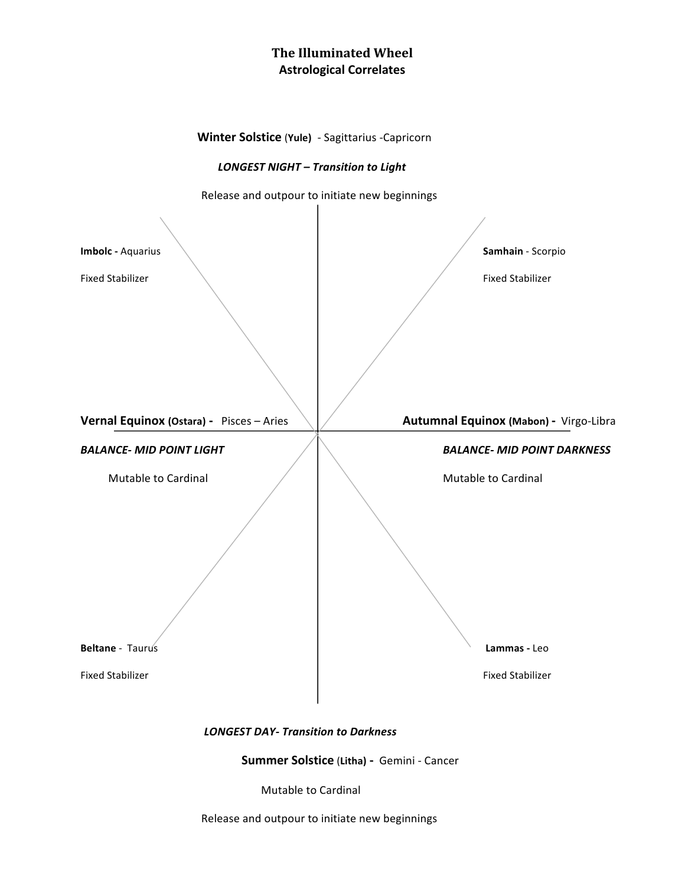# The Illuminated Wheel
## Astrological Correlates

**Winter Solstice** (**Yule**) - Sagittarius -Capricorn

***LONGEST NIGHT – Transition to Light***

Release and outpour to initiate new beginnings

**Imbolc -** Aquarius

Fixed Stabilizer

**Samhain** - Scorpio

Fixed Stabilizer

**Vernal Equinox** (**Ostara**) **-** Pisces – Aries

***BALANCE- MID POINT LIGHT***

Mutable to Cardinal

**Autumnal Equinox** (**Mabon**) **-** Virgo-Libra

***BALANCE- MID POINT DARKNESS***

Mutable to Cardinal

**Beltane** - Taurus

Fixed Stabilizer

**Lammas -** Leo

Fixed Stabilizer

***LONGEST DAY- Transition to Darkness***

**Summer Solstice** (**Litha**) **-** Gemini - Cancer

Mutable to Cardinal

Release and outpour to initiate new beginnings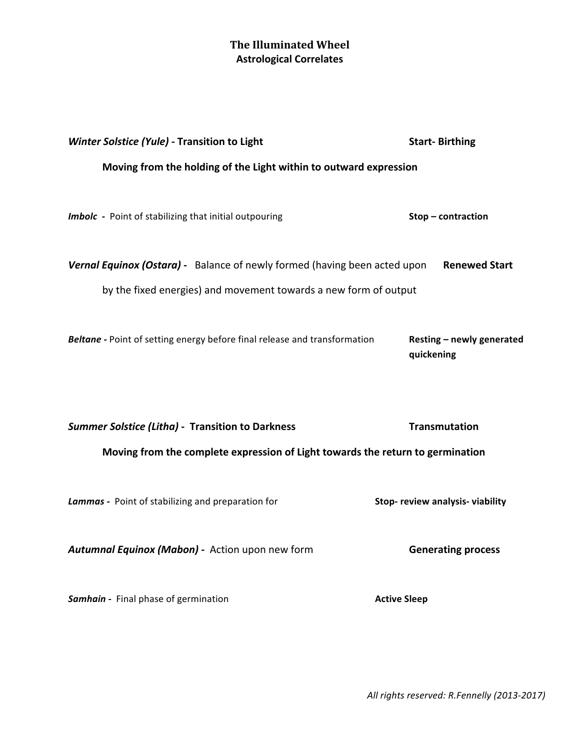# The Illuminated Wheel
## Astrological Correlates

***Winter Solstice (Yule)*** **- Transition to Light** — **Start- Birthing**

**Moving from the holding of the Light within to outward expression**

***Imbolc*** **-** Point of stabilizing that initial outpouring — **Stop – contraction**

***Vernal Equinox (Ostara)*** **-** Balance of newly formed (having been acted upon by the fixed energies) and movement towards a new form of output — **Renewed Start**

***Beltane*** **-** Point of setting energy before final release and transformation — **Resting – newly generated quickening**

***Summer Solstice (Litha)*** **- Transition to Darkness** — **Transmutation**

**Moving from the complete expression of Light towards the return to germination**

***Lammas*** **-** Point of stabilizing and preparation for — **Stop- review analysis- viability**

***Autumnal Equinox (Mabon)*** **-** Action upon new form — **Generating process**

***Samhain*** **-** Final phase of germination — **Active Sleep**

*All rights reserved: R.Fennelly (2013-2017)*